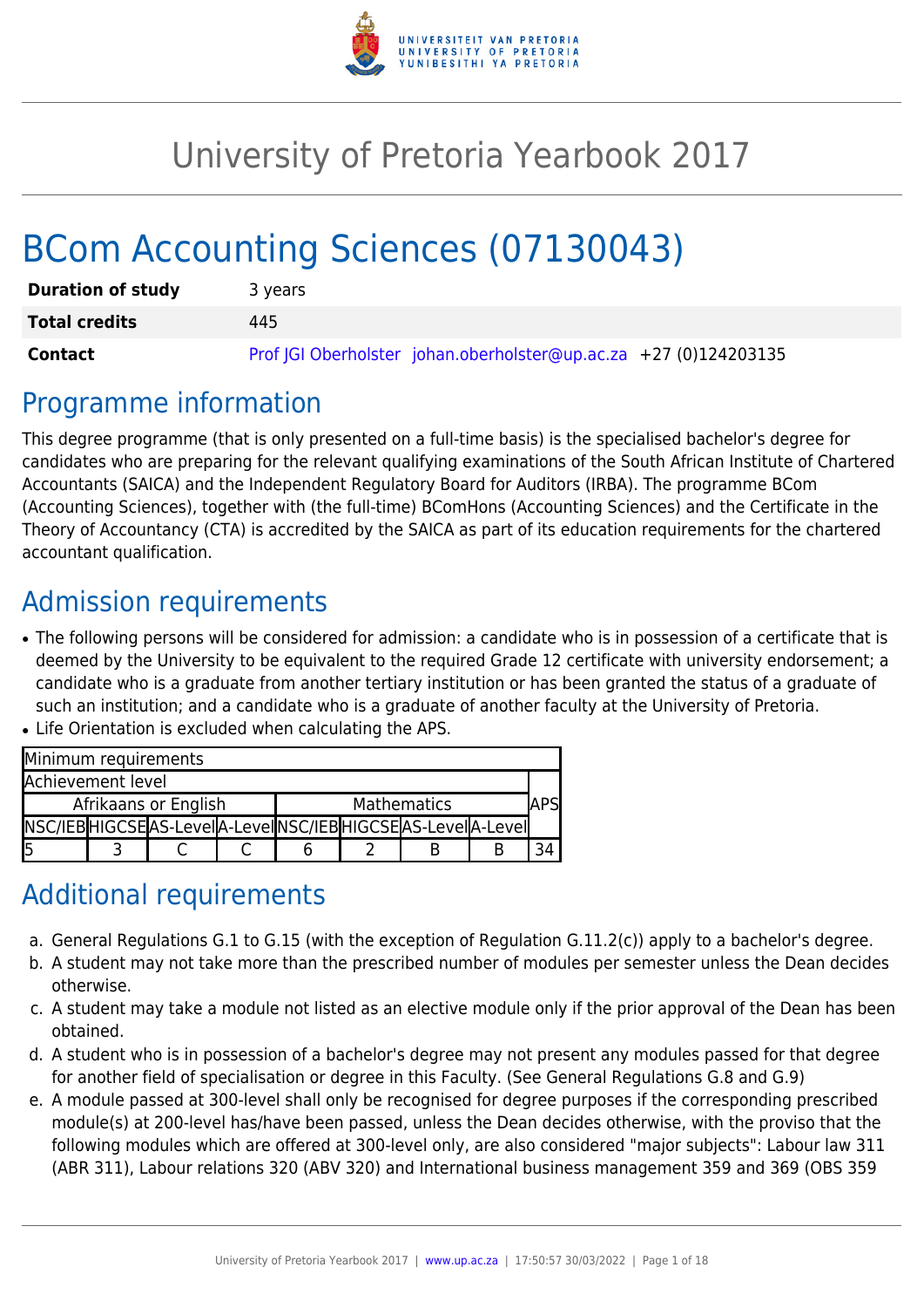# University of Pretoria Yearbook 2017

# BCom Accounting Sciences (07130043)

| | |
|---|---|
| **Duration of study** | 3 years |
| **Total credits** | 445 |
| **Contact** | Prof JGI Oberholster johan.oberholster@up.ac.za +27 (0)124203135 |

## Programme information

This degree programme (that is only presented on a full-time basis) is the specialised bachelor's degree for candidates who are preparing for the relevant qualifying examinations of the South African Institute of Chartered Accountants (SAICA) and the Independent Regulatory Board for Auditors (IRBA). The programme BCom (Accounting Sciences), together with (the full-time) BComHons (Accounting Sciences) and the Certificate in the Theory of Accountancy (CTA) is accredited by the SAICA as part of its education requirements for the chartered accountant qualification.

## Admission requirements

- The following persons will be considered for admission: a candidate who is in possession of a certificate that is deemed by the University to be equivalent to the required Grade 12 certificate with university endorsement; a candidate who is a graduate from another tertiary institution or has been granted the status of a graduate of such an institution; and a candidate who is a graduate of another faculty at the University of Pretoria.
- Life Orientation is excluded when calculating the APS.

| Minimum requirements | | | | | | | | |
|---|---|---|---|---|---|---|---|---|
| Achievement level | | | | | | | | APS |
| Afrikaans or English | | | | Mathematics | | | | |
| NSC/IEB | HIGCSE | AS-Level | A-Level | NSC/IEB | HIGCSE | AS-Level | A-Level | |
| 5 | 3 | C | C | 6 | 2 | B | B | 34 |

## Additional requirements

a. General Regulations G.1 to G.15 (with the exception of Regulation G.11.2(c)) apply to a bachelor's degree.
b. A student may not take more than the prescribed number of modules per semester unless the Dean decides otherwise.
c. A student may take a module not listed as an elective module only if the prior approval of the Dean has been obtained.
d. A student who is in possession of a bachelor's degree may not present any modules passed for that degree for another field of specialisation or degree in this Faculty. (See General Regulations G.8 and G.9)
e. A module passed at 300-level shall only be recognised for degree purposes if the corresponding prescribed module(s) at 200-level has/have been passed, unless the Dean decides otherwise, with the proviso that the following modules which are offered at 300-level only, are also considered "major subjects": Labour law 311 (ABR 311), Labour relations 320 (ABV 320) and International business management 359 and 369 (OBS 359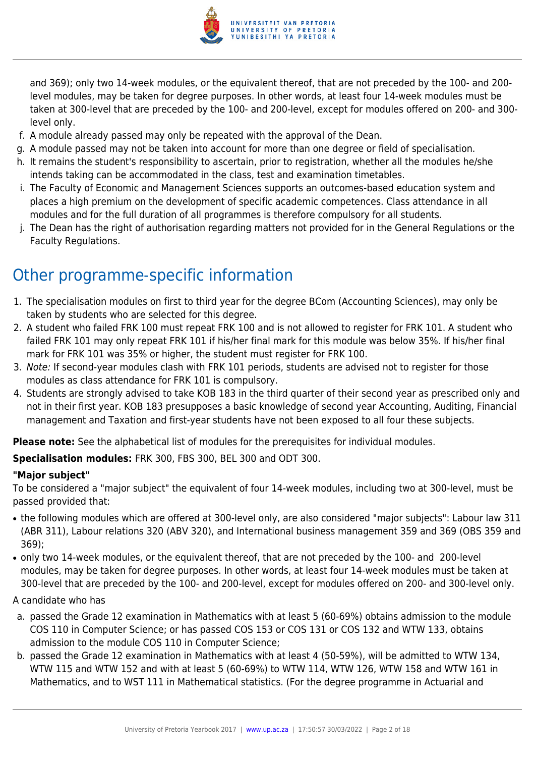and 369); only two 14-week modules, or the equivalent thereof, that are not preceded by the 100- and 200-level modules, may be taken for degree purposes. In other words, at least four 14-week modules must be taken at 300-level that are preceded by the 100- and 200-level, except for modules offered on 200- and 300-level only.

f. A module already passed may only be repeated with the approval of the Dean.
g. A module passed may not be taken into account for more than one degree or field of specialisation.
h. It remains the student's responsibility to ascertain, prior to registration, whether all the modules he/she intends taking can be accommodated in the class, test and examination timetables.
i. The Faculty of Economic and Management Sciences supports an outcomes-based education system and places a high premium on the development of specific academic competences. Class attendance in all modules and for the full duration of all programmes is therefore compulsory for all students.
j. The Dean has the right of authorisation regarding matters not provided for in the General Regulations or the Faculty Regulations.

# Other programme-specific information

1. The specialisation modules on first to third year for the degree BCom (Accounting Sciences), may only be taken by students who are selected for this degree.
2. A student who failed FRK 100 must repeat FRK 100 and is not allowed to register for FRK 101. A student who failed FRK 101 may only repeat FRK 101 if his/her final mark for this module was below 35%. If his/her final mark for FRK 101 was 35% or higher, the student must register for FRK 100.
3. *Note:* If second-year modules clash with FRK 101 periods, students are advised not to register for those modules as class attendance for FRK 101 is compulsory.
4. Students are strongly advised to take KOB 183 in the third quarter of their second year as prescribed only and not in their first year. KOB 183 presupposes a basic knowledge of second year Accounting, Auditing, Financial management and Taxation and first-year students have not been exposed to all four these subjects.

**Please note:** See the alphabetical list of modules for the prerequisites for individual modules.

**Specialisation modules:** FRK 300, FBS 300, BEL 300 and ODT 300.

**"Major subject"**

To be considered a "major subject" the equivalent of four 14-week modules, including two at 300-level, must be passed provided that:

- the following modules which are offered at 300-level only, are also considered "major subjects": Labour law 311 (ABR 311), Labour relations 320 (ABV 320), and International business management 359 and 369 (OBS 359 and 369);
- only two 14-week modules, or the equivalent thereof, that are not preceded by the 100- and 200-level modules, may be taken for degree purposes. In other words, at least four 14-week modules must be taken at 300-level that are preceded by the 100- and 200-level, except for modules offered on 200- and 300-level only.

A candidate who has

a. passed the Grade 12 examination in Mathematics with at least 5 (60-69%) obtains admission to the module COS 110 in Computer Science; or has passed COS 153 or COS 131 or COS 132 and WTW 133, obtains admission to the module COS 110 in Computer Science;
b. passed the Grade 12 examination in Mathematics with at least 4 (50-59%), will be admitted to WTW 134, WTW 115 and WTW 152 and with at least 5 (60-69%) to WTW 114, WTW 126, WTW 158 and WTW 161 in Mathematics, and to WST 111 in Mathematical statistics. (For the degree programme in Actuarial and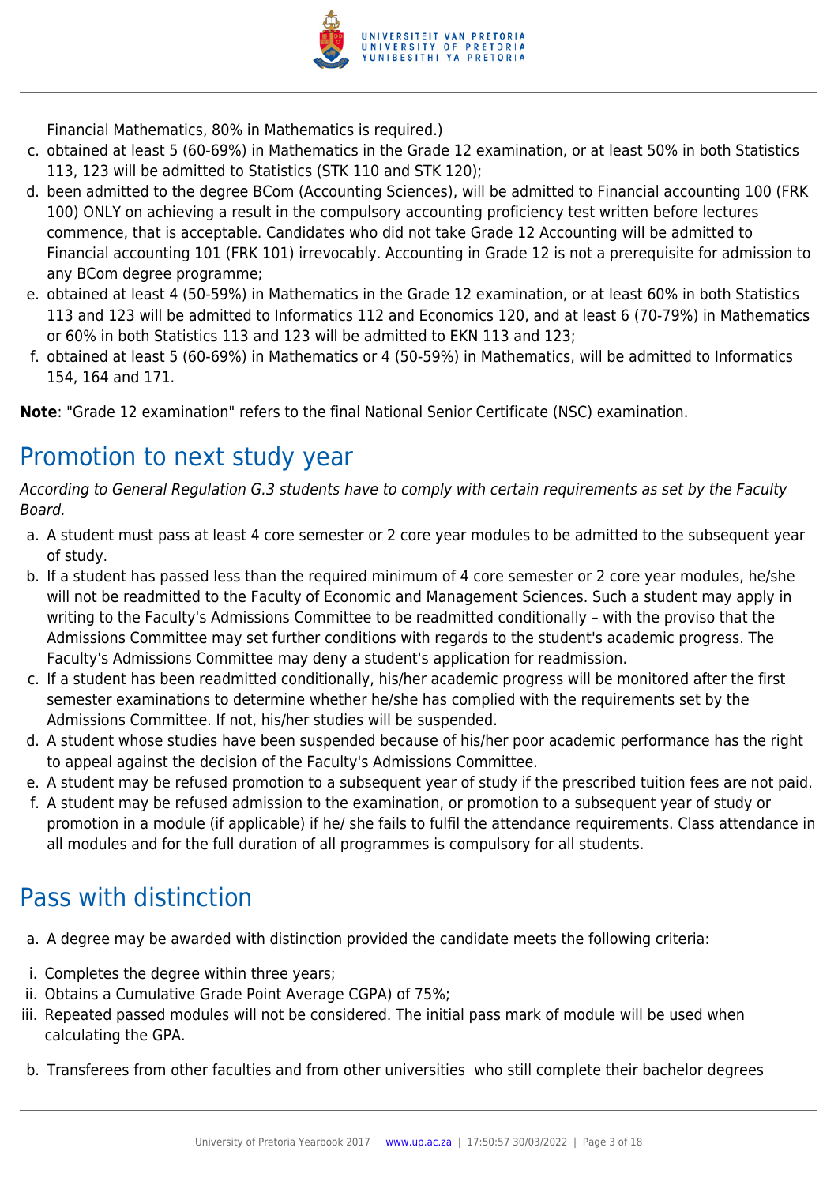Financial Mathematics, 80% in Mathematics is required.)

c. obtained at least 5 (60-69%) in Mathematics in the Grade 12 examination, or at least 50% in both Statistics 113, 123 will be admitted to Statistics (STK 110 and STK 120);
d. been admitted to the degree BCom (Accounting Sciences), will be admitted to Financial accounting 100 (FRK 100) ONLY on achieving a result in the compulsory accounting proficiency test written before lectures commence, that is acceptable. Candidates who did not take Grade 12 Accounting will be admitted to Financial accounting 101 (FRK 101) irrevocably. Accounting in Grade 12 is not a prerequisite for admission to any BCom degree programme;
e. obtained at least 4 (50-59%) in Mathematics in the Grade 12 examination, or at least 60% in both Statistics 113 and 123 will be admitted to Informatics 112 and Economics 120, and at least 6 (70-79%) in Mathematics or 60% in both Statistics 113 and 123 will be admitted to EKN 113 and 123;
f. obtained at least 5 (60-69%) in Mathematics or 4 (50-59%) in Mathematics, will be admitted to Informatics 154, 164 and 171.

**Note**: "Grade 12 examination" refers to the final National Senior Certificate (NSC) examination.

## Promotion to next study year

*According to General Regulation G.3 students have to comply with certain requirements as set by the Faculty Board.*

a. A student must pass at least 4 core semester or 2 core year modules to be admitted to the subsequent year of study.
b. If a student has passed less than the required minimum of 4 core semester or 2 core year modules, he/she will not be readmitted to the Faculty of Economic and Management Sciences. Such a student may apply in writing to the Faculty's Admissions Committee to be readmitted conditionally – with the proviso that the Admissions Committee may set further conditions with regards to the student's academic progress. The Faculty's Admissions Committee may deny a student's application for readmission.
c. If a student has been readmitted conditionally, his/her academic progress will be monitored after the first semester examinations to determine whether he/she has complied with the requirements set by the Admissions Committee. If not, his/her studies will be suspended.
d. A student whose studies have been suspended because of his/her poor academic performance has the right to appeal against the decision of the Faculty's Admissions Committee.
e. A student may be refused promotion to a subsequent year of study if the prescribed tuition fees are not paid.
f. A student may be refused admission to the examination, or promotion to a subsequent year of study or promotion in a module (if applicable) if he/ she fails to fulfil the attendance requirements. Class attendance in all modules and for the full duration of all programmes is compulsory for all students.

## Pass with distinction

a. A degree may be awarded with distinction provided the candidate meets the following criteria:

i. Completes the degree within three years;
ii. Obtains a Cumulative Grade Point Average CGPA) of 75%;
iii. Repeated passed modules will not be considered. The initial pass mark of module will be used when calculating the GPA.

b. Transferees from other faculties and from other universities who still complete their bachelor degrees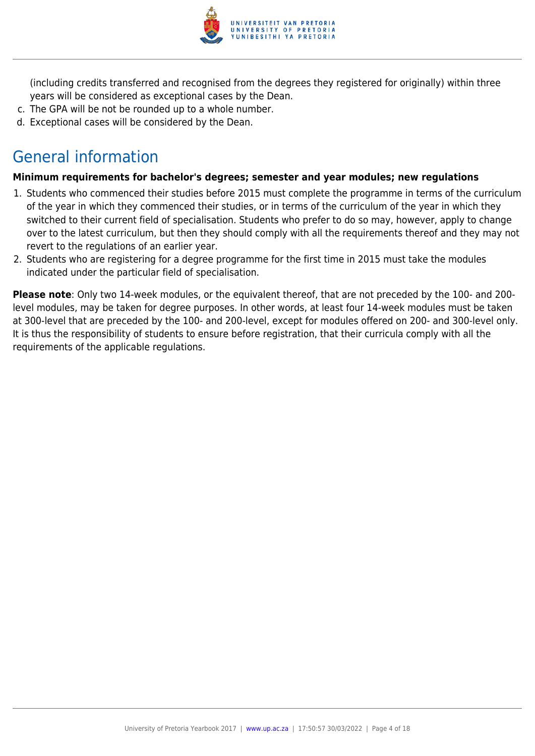(including credits transferred and recognised from the degrees they registered for originally) within three years will be considered as exceptional cases by the Dean.

c. The GPA will be not be rounded up to a whole number.
d. Exceptional cases will be considered by the Dean.

# General information

**Minimum requirements for bachelor's degrees; semester and year modules; new regulations**

1. Students who commenced their studies before 2015 must complete the programme in terms of the curriculum of the year in which they commenced their studies, or in terms of the curriculum of the year in which they switched to their current field of specialisation. Students who prefer to do so may, however, apply to change over to the latest curriculum, but then they should comply with all the requirements thereof and they may not revert to the regulations of an earlier year.
2. Students who are registering for a degree programme for the first time in 2015 must take the modules indicated under the particular field of specialisation.

**Please note**: Only two 14-week modules, or the equivalent thereof, that are not preceded by the 100- and 200-level modules, may be taken for degree purposes. In other words, at least four 14-week modules must be taken at 300-level that are preceded by the 100- and 200-level, except for modules offered on 200- and 300-level only. It is thus the responsibility of students to ensure before registration, that their curricula comply with all the requirements of the applicable regulations.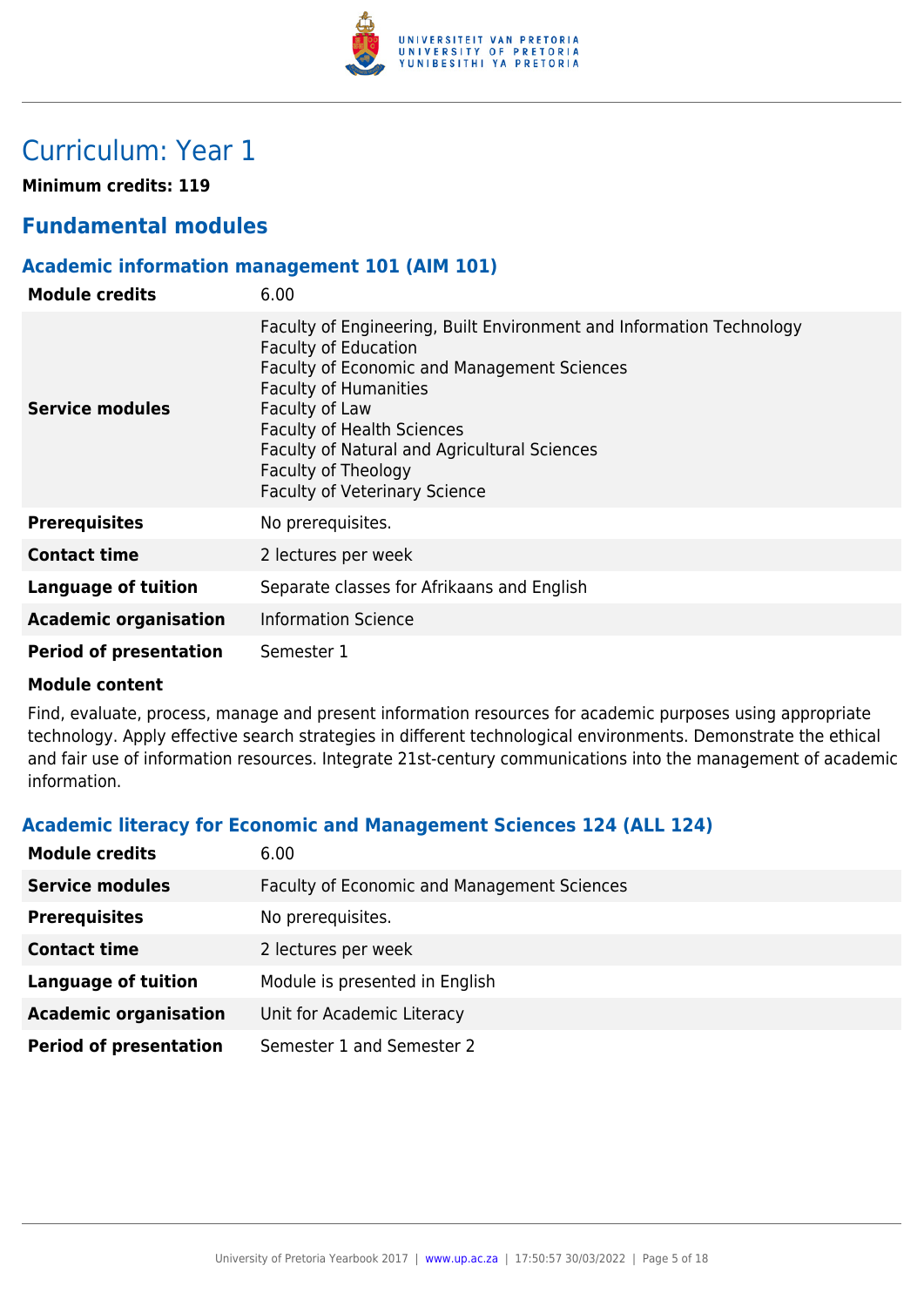# Curriculum: Year 1

**Minimum credits: 119**

## Fundamental modules

### Academic information management 101 (AIM 101)

| | |
|---|---|
| **Module credits** | 6.00 |
| **Service modules** | Faculty of Engineering, Built Environment and Information Technology<br>Faculty of Education<br>Faculty of Economic and Management Sciences<br>Faculty of Humanities<br>Faculty of Law<br>Faculty of Health Sciences<br>Faculty of Natural and Agricultural Sciences<br>Faculty of Theology<br>Faculty of Veterinary Science |
| **Prerequisites** | No prerequisites. |
| **Contact time** | 2 lectures per week |
| **Language of tuition** | Separate classes for Afrikaans and English |
| **Academic organisation** | Information Science |
| **Period of presentation** | Semester 1 |

**Module content**

Find, evaluate, process, manage and present information resources for academic purposes using appropriate technology. Apply effective search strategies in different technological environments. Demonstrate the ethical and fair use of information resources. Integrate 21st-century communications into the management of academic information.

### Academic literacy for Economic and Management Sciences 124 (ALL 124)

| | |
|---|---|
| **Module credits** | 6.00 |
| **Service modules** | Faculty of Economic and Management Sciences |
| **Prerequisites** | No prerequisites. |
| **Contact time** | 2 lectures per week |
| **Language of tuition** | Module is presented in English |
| **Academic organisation** | Unit for Academic Literacy |
| **Period of presentation** | Semester 1 and Semester 2 |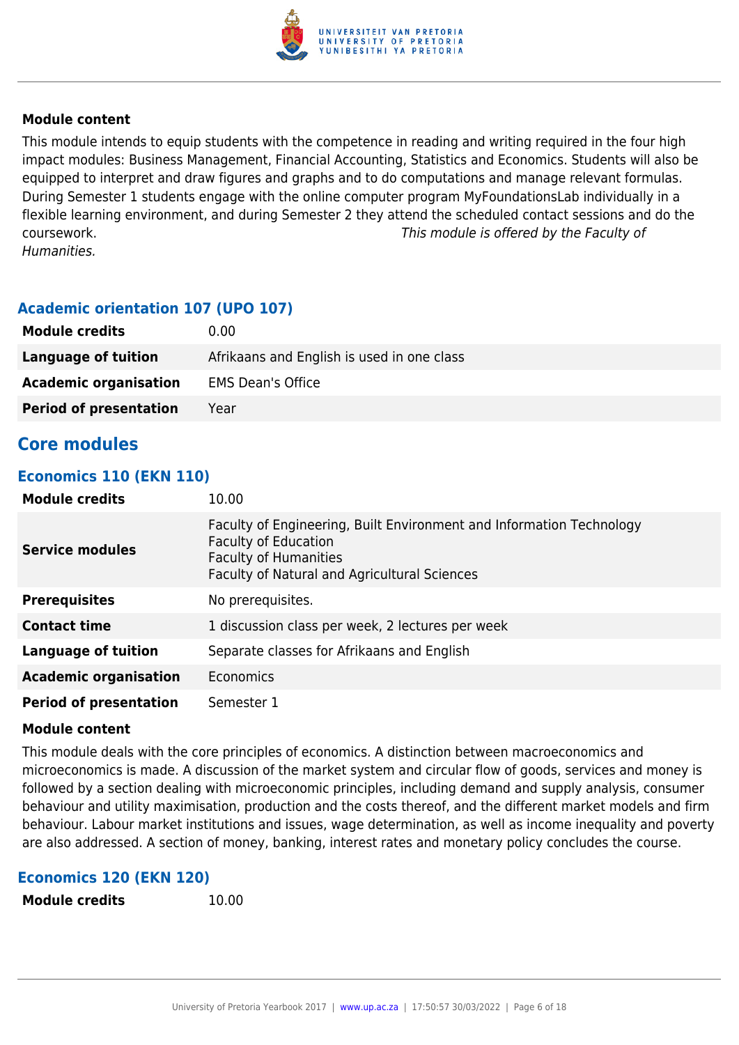**Module content**

This module intends to equip students with the competence in reading and writing required in the four high impact modules: Business Management, Financial Accounting, Statistics and Economics. Students will also be equipped to interpret and draw figures and graphs and to do computations and manage relevant formulas. During Semester 1 students engage with the online computer program MyFoundationsLab individually in a flexible learning environment, and during Semester 2 they attend the scheduled contact sessions and do the coursework. *This module is offered by the Faculty of Humanities.*

### Academic orientation 107 (UPO 107)

| | |
|---|---|
| **Module credits** | 0.00 |
| **Language of tuition** | Afrikaans and English is used in one class |
| **Academic organisation** | EMS Dean's Office |
| **Period of presentation** | Year |

## Core modules

### Economics 110 (EKN 110)

| | |
|---|---|
| **Module credits** | 10.00 |
| **Service modules** | Faculty of Engineering, Built Environment and Information Technology<br>Faculty of Education<br>Faculty of Humanities<br>Faculty of Natural and Agricultural Sciences |
| **Prerequisites** | No prerequisites. |
| **Contact time** | 1 discussion class per week, 2 lectures per week |
| **Language of tuition** | Separate classes for Afrikaans and English |
| **Academic organisation** | Economics |
| **Period of presentation** | Semester 1 |

**Module content**

This module deals with the core principles of economics. A distinction between macroeconomics and microeconomics is made. A discussion of the market system and circular flow of goods, services and money is followed by a section dealing with microeconomic principles, including demand and supply analysis, consumer behaviour and utility maximisation, production and the costs thereof, and the different market models and firm behaviour. Labour market institutions and issues, wage determination, as well as income inequality and poverty are also addressed. A section of money, banking, interest rates and monetary policy concludes the course.

### Economics 120 (EKN 120)

| | |
|---|---|
| **Module credits** | 10.00 |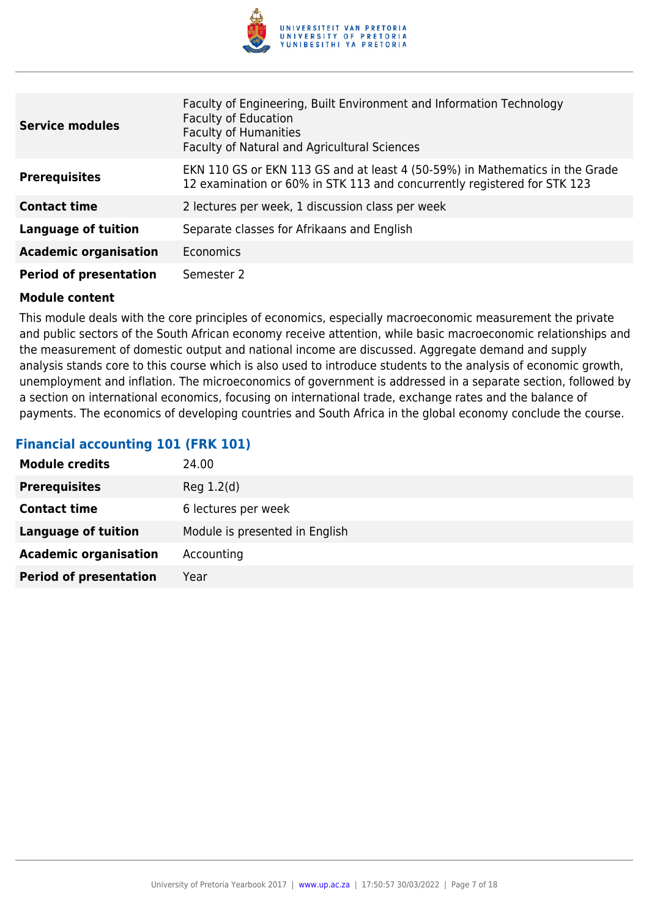| | |
|---|---|
| **Service modules** | Faculty of Engineering, Built Environment and Information Technology<br>Faculty of Education<br>Faculty of Humanities<br>Faculty of Natural and Agricultural Sciences |
| **Prerequisites** | EKN 110 GS or EKN 113 GS and at least 4 (50-59%) in Mathematics in the Grade 12 examination or 60% in STK 113 and concurrently registered for STK 123 |
| **Contact time** | 2 lectures per week, 1 discussion class per week |
| **Language of tuition** | Separate classes for Afrikaans and English |
| **Academic organisation** | Economics |
| **Period of presentation** | Semester 2 |

**Module content**

This module deals with the core principles of economics, especially macroeconomic measurement the private and public sectors of the South African economy receive attention, while basic macroeconomic relationships and the measurement of domestic output and national income are discussed. Aggregate demand and supply analysis stands core to this course which is also used to introduce students to the analysis of economic growth, unemployment and inflation. The microeconomics of government is addressed in a separate section, followed by a section on international economics, focusing on international trade, exchange rates and the balance of payments. The economics of developing countries and South Africa in the global economy conclude the course.

### Financial accounting 101 (FRK 101)

| | |
|---|---|
| **Module credits** | 24.00 |
| **Prerequisites** | Reg 1.2(d) |
| **Contact time** | 6 lectures per week |
| **Language of tuition** | Module is presented in English |
| **Academic organisation** | Accounting |
| **Period of presentation** | Year |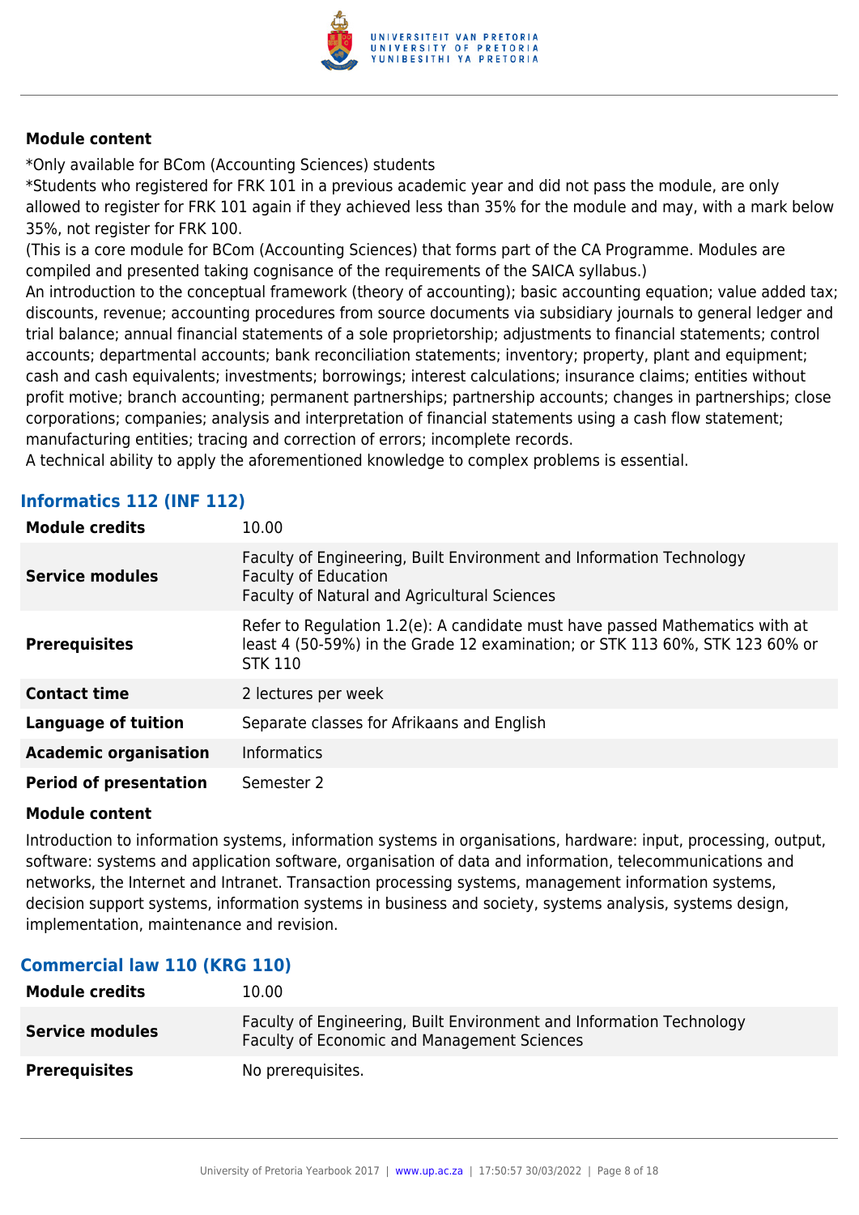**Module content**

*Only available for BCom (Accounting Sciences) students

*Students who registered for FRK 101 in a previous academic year and did not pass the module, are only allowed to register for FRK 101 again if they achieved less than 35% for the module and may, with a mark below 35%, not register for FRK 100.

(This is a core module for BCom (Accounting Sciences) that forms part of the CA Programme. Modules are compiled and presented taking cognisance of the requirements of the SAICA syllabus.)

An introduction to the conceptual framework (theory of accounting); basic accounting equation; value added tax; discounts, revenue; accounting procedures from source documents via subsidiary journals to general ledger and trial balance; annual financial statements of a sole proprietorship; adjustments to financial statements; control accounts; departmental accounts; bank reconciliation statements; inventory; property, plant and equipment; cash and cash equivalents; investments; borrowings; interest calculations; insurance claims; entities without profit motive; branch accounting; permanent partnerships; partnership accounts; changes in partnerships; close corporations; companies; analysis and interpretation of financial statements using a cash flow statement; manufacturing entities; tracing and correction of errors; incomplete records.

A technical ability to apply the aforementioned knowledge to complex problems is essential.

## Informatics 112 (INF 112)

| | |
|---|---|
| **Module credits** | 10.00 |
| **Service modules** | Faculty of Engineering, Built Environment and Information Technology<br>Faculty of Education<br>Faculty of Natural and Agricultural Sciences |
| **Prerequisites** | Refer to Regulation 1.2(e): A candidate must have passed Mathematics with at least 4 (50-59%) in the Grade 12 examination; or STK 113 60%, STK 123 60% or STK 110 |
| **Contact time** | 2 lectures per week |
| **Language of tuition** | Separate classes for Afrikaans and English |
| **Academic organisation** | Informatics |
| **Period of presentation** | Semester 2 |

**Module content**

Introduction to information systems, information systems in organisations, hardware: input, processing, output, software: systems and application software, organisation of data and information, telecommunications and networks, the Internet and Intranet. Transaction processing systems, management information systems, decision support systems, information systems in business and society, systems analysis, systems design, implementation, maintenance and revision.

## Commercial law 110 (KRG 110)

| | |
|---|---|
| **Module credits** | 10.00 |
| **Service modules** | Faculty of Engineering, Built Environment and Information Technology<br>Faculty of Economic and Management Sciences |
| **Prerequisites** | No prerequisites. |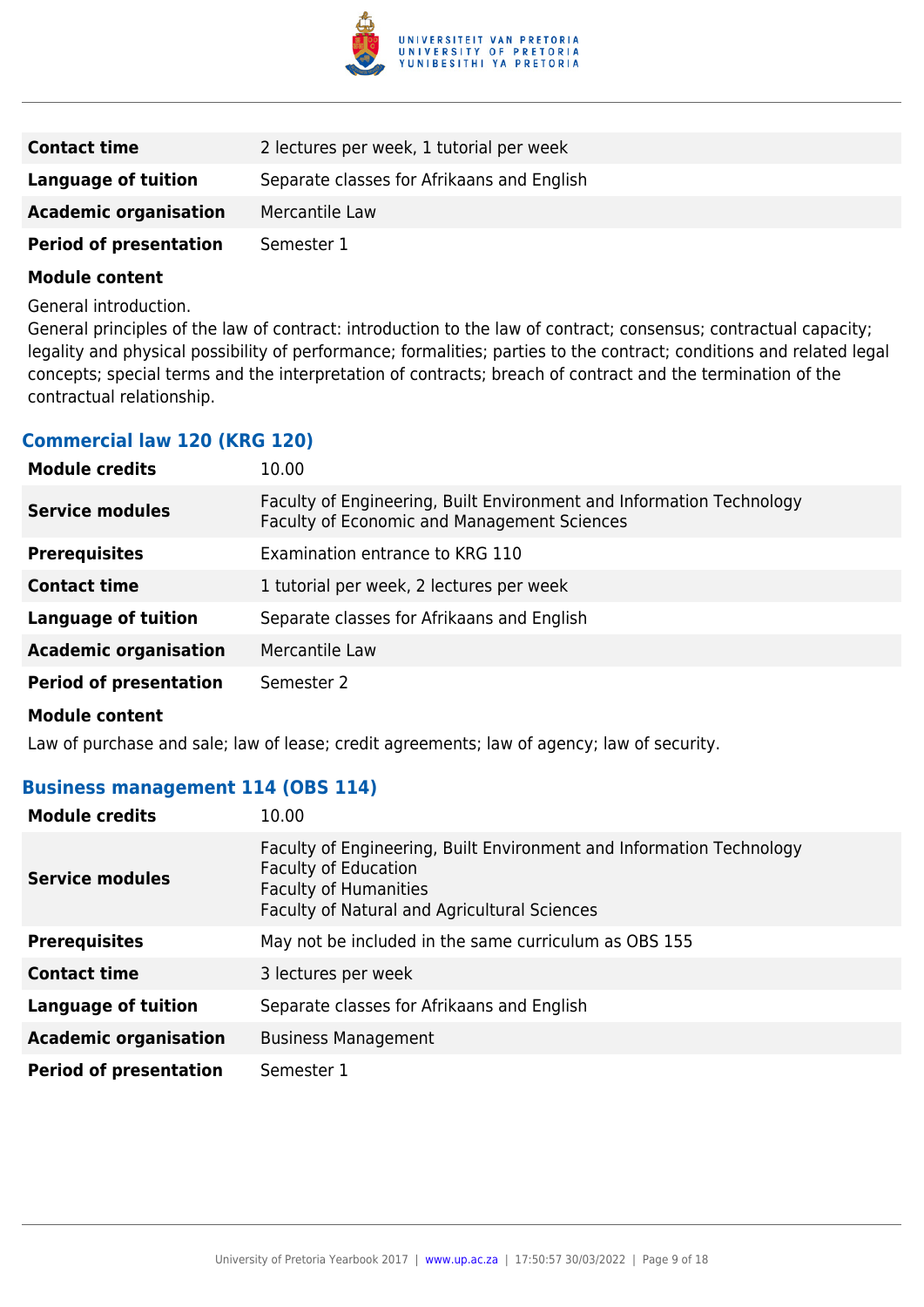| | |
|---|---|
| **Contact time** | 2 lectures per week, 1 tutorial per week |
| **Language of tuition** | Separate classes for Afrikaans and English |
| **Academic organisation** | Mercantile Law |
| **Period of presentation** | Semester 1 |

**Module content**

General introduction.
General principles of the law of contract: introduction to the law of contract; consensus; contractual capacity; legality and physical possibility of performance; formalities; parties to the contract; conditions and related legal concepts; special terms and the interpretation of contracts; breach of contract and the termination of the contractual relationship.

### Commercial law 120 (KRG 120)

| | |
|---|---|
| **Module credits** | 10.00 |
| **Service modules** | Faculty of Engineering, Built Environment and Information Technology<br>Faculty of Economic and Management Sciences |
| **Prerequisites** | Examination entrance to KRG 110 |
| **Contact time** | 1 tutorial per week, 2 lectures per week |
| **Language of tuition** | Separate classes for Afrikaans and English |
| **Academic organisation** | Mercantile Law |
| **Period of presentation** | Semester 2 |

**Module content**

Law of purchase and sale; law of lease; credit agreements; law of agency; law of security.

### Business management 114 (OBS 114)

| | |
|---|---|
| **Module credits** | 10.00 |
| **Service modules** | Faculty of Engineering, Built Environment and Information Technology<br>Faculty of Education<br>Faculty of Humanities<br>Faculty of Natural and Agricultural Sciences |
| **Prerequisites** | May not be included in the same curriculum as OBS 155 |
| **Contact time** | 3 lectures per week |
| **Language of tuition** | Separate classes for Afrikaans and English |
| **Academic organisation** | Business Management |
| **Period of presentation** | Semester 1 |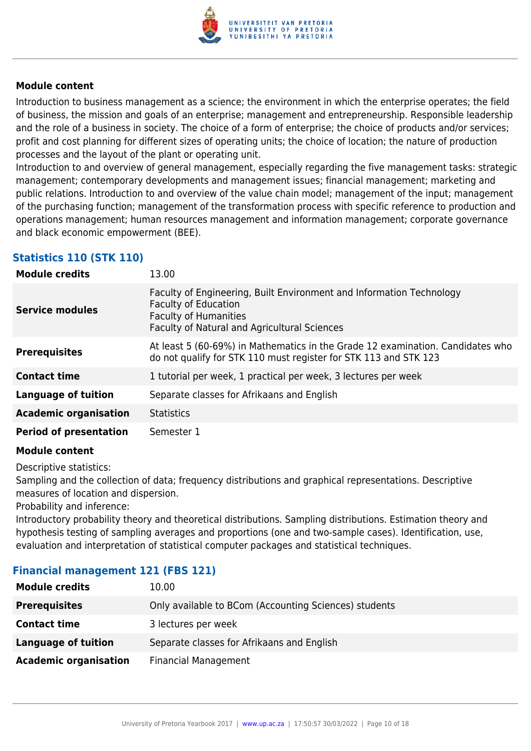#### Module content

Introduction to business management as a science; the environment in which the enterprise operates; the field of business, the mission and goals of an enterprise; management and entrepreneurship. Responsible leadership and the role of a business in society. The choice of a form of enterprise; the choice of products and/or services; profit and cost planning for different sizes of operating units; the choice of location; the nature of production processes and the layout of the plant or operating unit.
Introduction to and overview of general management, especially regarding the five management tasks: strategic management; contemporary developments and management issues; financial management; marketing and public relations. Introduction to and overview of the value chain model; management of the input; management of the purchasing function; management of the transformation process with specific reference to production and operations management; human resources management and information management; corporate governance and black economic empowerment (BEE).

### Statistics 110 (STK 110)

| | |
|---|---|
| **Module credits** | 13.00 |
| **Service modules** | Faculty of Engineering, Built Environment and Information Technology<br>Faculty of Education<br>Faculty of Humanities<br>Faculty of Natural and Agricultural Sciences |
| **Prerequisites** | At least 5 (60-69%) in Mathematics in the Grade 12 examination. Candidates who do not qualify for STK 110 must register for STK 113 and STK 123 |
| **Contact time** | 1 tutorial per week, 1 practical per week, 3 lectures per week |
| **Language of tuition** | Separate classes for Afrikaans and English |
| **Academic organisation** | Statistics |
| **Period of presentation** | Semester 1 |

#### Module content

Descriptive statistics:
Sampling and the collection of data; frequency distributions and graphical representations. Descriptive measures of location and dispersion.
Probability and inference:
Introductory probability theory and theoretical distributions. Sampling distributions. Estimation theory and hypothesis testing of sampling averages and proportions (one and two-sample cases). Identification, use, evaluation and interpretation of statistical computer packages and statistical techniques.

### Financial management 121 (FBS 121)

| | |
|---|---|
| **Module credits** | 10.00 |
| **Prerequisites** | Only available to BCom (Accounting Sciences) students |
| **Contact time** | 3 lectures per week |
| **Language of tuition** | Separate classes for Afrikaans and English |
| **Academic organisation** | Financial Management |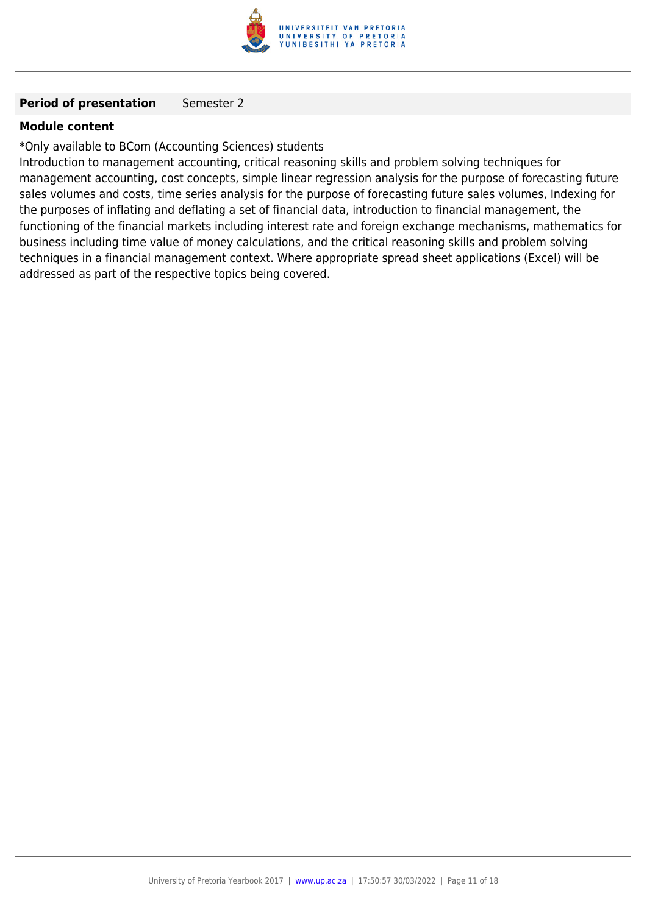**Period of presentation** Semester 2

**Module content**

*Only available to BCom (Accounting Sciences) students

Introduction to management accounting, critical reasoning skills and problem solving techniques for management accounting, cost concepts, simple linear regression analysis for the purpose of forecasting future sales volumes and costs, time series analysis for the purpose of forecasting future sales volumes, Indexing for the purposes of inflating and deflating a set of financial data, introduction to financial management, the functioning of the financial markets including interest rate and foreign exchange mechanisms, mathematics for business including time value of money calculations, and the critical reasoning skills and problem solving techniques in a financial management context. Where appropriate spread sheet applications (Excel) will be addressed as part of the respective topics being covered.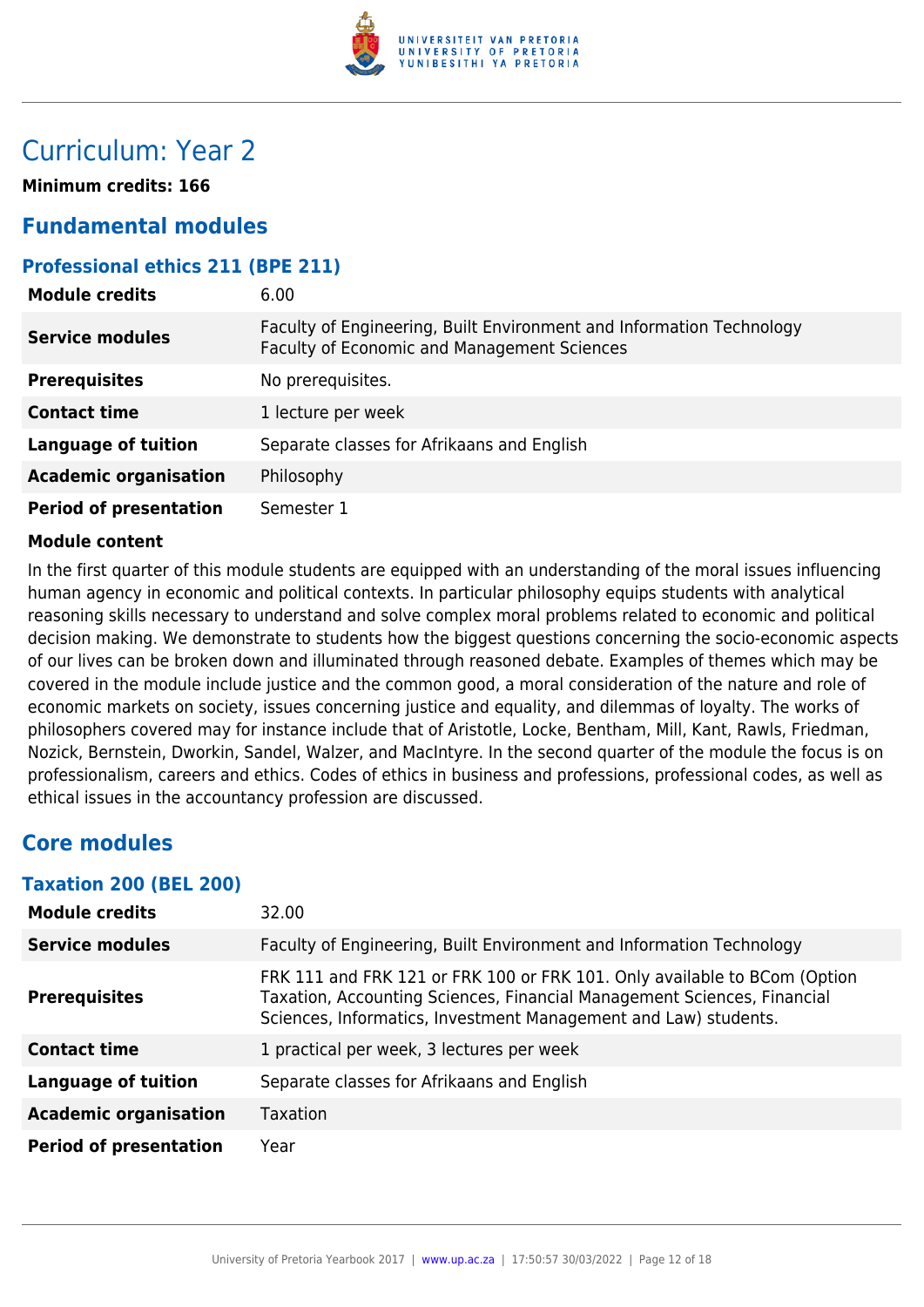# Curriculum: Year 2

**Minimum credits: 166**

## Fundamental modules

### Professional ethics 211 (BPE 211)

| | |
|---|---|
| **Module credits** | 6.00 |
| **Service modules** | Faculty of Engineering, Built Environment and Information Technology<br>Faculty of Economic and Management Sciences |
| **Prerequisites** | No prerequisites. |
| **Contact time** | 1 lecture per week |
| **Language of tuition** | Separate classes for Afrikaans and English |
| **Academic organisation** | Philosophy |
| **Period of presentation** | Semester 1 |

**Module content**

In the first quarter of this module students are equipped with an understanding of the moral issues influencing human agency in economic and political contexts. In particular philosophy equips students with analytical reasoning skills necessary to understand and solve complex moral problems related to economic and political decision making. We demonstrate to students how the biggest questions concerning the socio-economic aspects of our lives can be broken down and illuminated through reasoned debate. Examples of themes which may be covered in the module include justice and the common good, a moral consideration of the nature and role of economic markets on society, issues concerning justice and equality, and dilemmas of loyalty. The works of philosophers covered may for instance include that of Aristotle, Locke, Bentham, Mill, Kant, Rawls, Friedman, Nozick, Bernstein, Dworkin, Sandel, Walzer, and MacIntyre. In the second quarter of the module the focus is on professionalism, careers and ethics. Codes of ethics in business and professions, professional codes, as well as ethical issues in the accountancy profession are discussed.

## Core modules

### Taxation 200 (BEL 200)

| | |
|---|---|
| **Module credits** | 32.00 |
| **Service modules** | Faculty of Engineering, Built Environment and Information Technology |
| **Prerequisites** | FRK 111 and FRK 121 or FRK 100 or FRK 101. Only available to BCom (Option Taxation, Accounting Sciences, Financial Management Sciences, Financial Sciences, Informatics, Investment Management and Law) students. |
| **Contact time** | 1 practical per week, 3 lectures per week |
| **Language of tuition** | Separate classes for Afrikaans and English |
| **Academic organisation** | Taxation |
| **Period of presentation** | Year |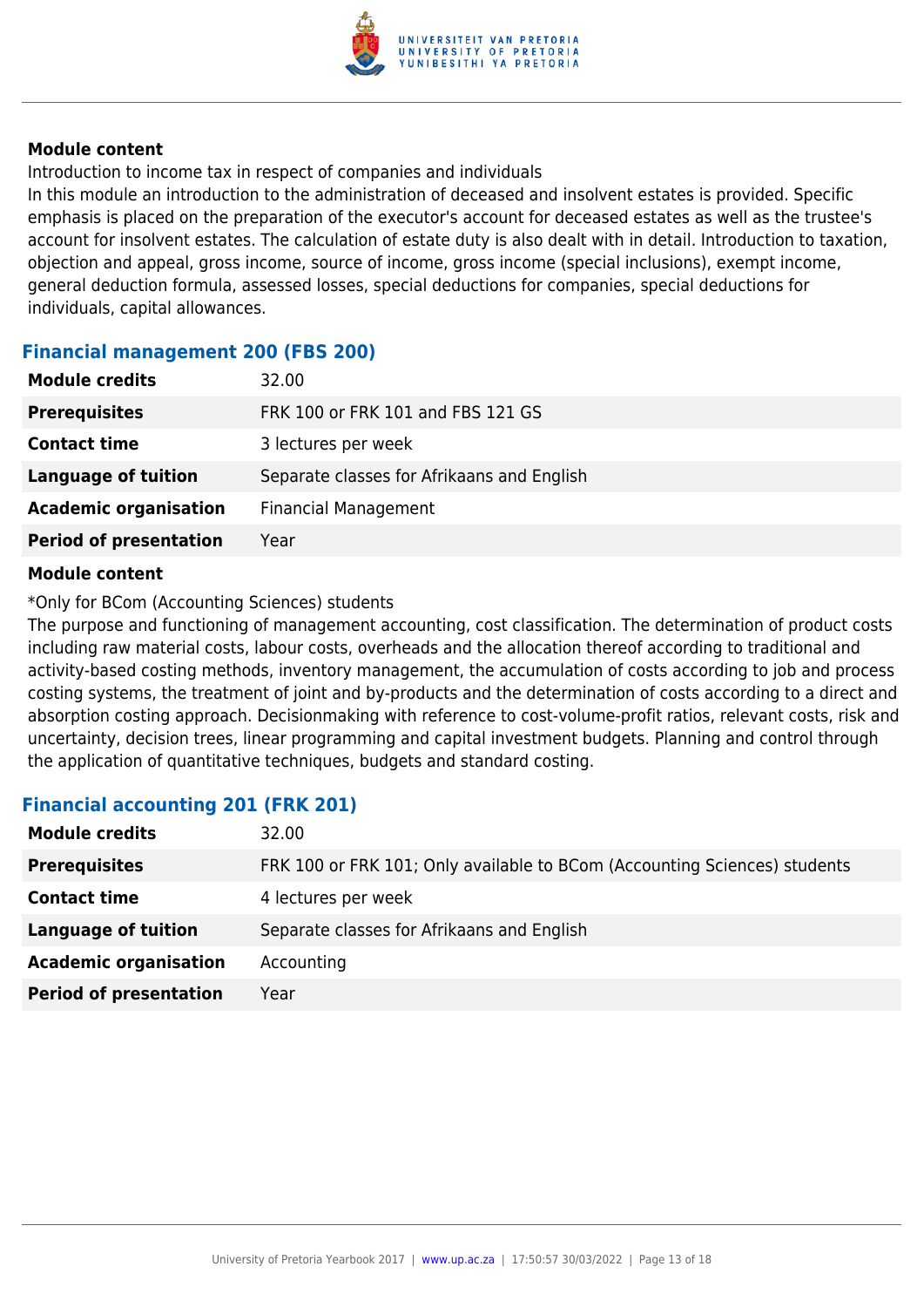**Module content**

Introduction to income tax in respect of companies and individuals

In this module an introduction to the administration of deceased and insolvent estates is provided. Specific emphasis is placed on the preparation of the executor's account for deceased estates as well as the trustee's account for insolvent estates. The calculation of estate duty is also dealt with in detail. Introduction to taxation, objection and appeal, gross income, source of income, gross income (special inclusions), exempt income, general deduction formula, assessed losses, special deductions for companies, special deductions for individuals, capital allowances.

### Financial management 200 (FBS 200)

| | |
|---|---|
| **Module credits** | 32.00 |
| **Prerequisites** | FRK 100 or FRK 101 and FBS 121 GS |
| **Contact time** | 3 lectures per week |
| **Language of tuition** | Separate classes for Afrikaans and English |
| **Academic organisation** | Financial Management |
| **Period of presentation** | Year |

**Module content**

*Only for BCom (Accounting Sciences) students

The purpose and functioning of management accounting, cost classification. The determination of product costs including raw material costs, labour costs, overheads and the allocation thereof according to traditional and activity-based costing methods, inventory management, the accumulation of costs according to job and process costing systems, the treatment of joint and by-products and the determination of costs according to a direct and absorption costing approach. Decisionmaking with reference to cost-volume-profit ratios, relevant costs, risk and uncertainty, decision trees, linear programming and capital investment budgets. Planning and control through the application of quantitative techniques, budgets and standard costing.

### Financial accounting 201 (FRK 201)

| | |
|---|---|
| **Module credits** | 32.00 |
| **Prerequisites** | FRK 100 or FRK 101; Only available to BCom (Accounting Sciences) students |
| **Contact time** | 4 lectures per week |
| **Language of tuition** | Separate classes for Afrikaans and English |
| **Academic organisation** | Accounting |
| **Period of presentation** | Year |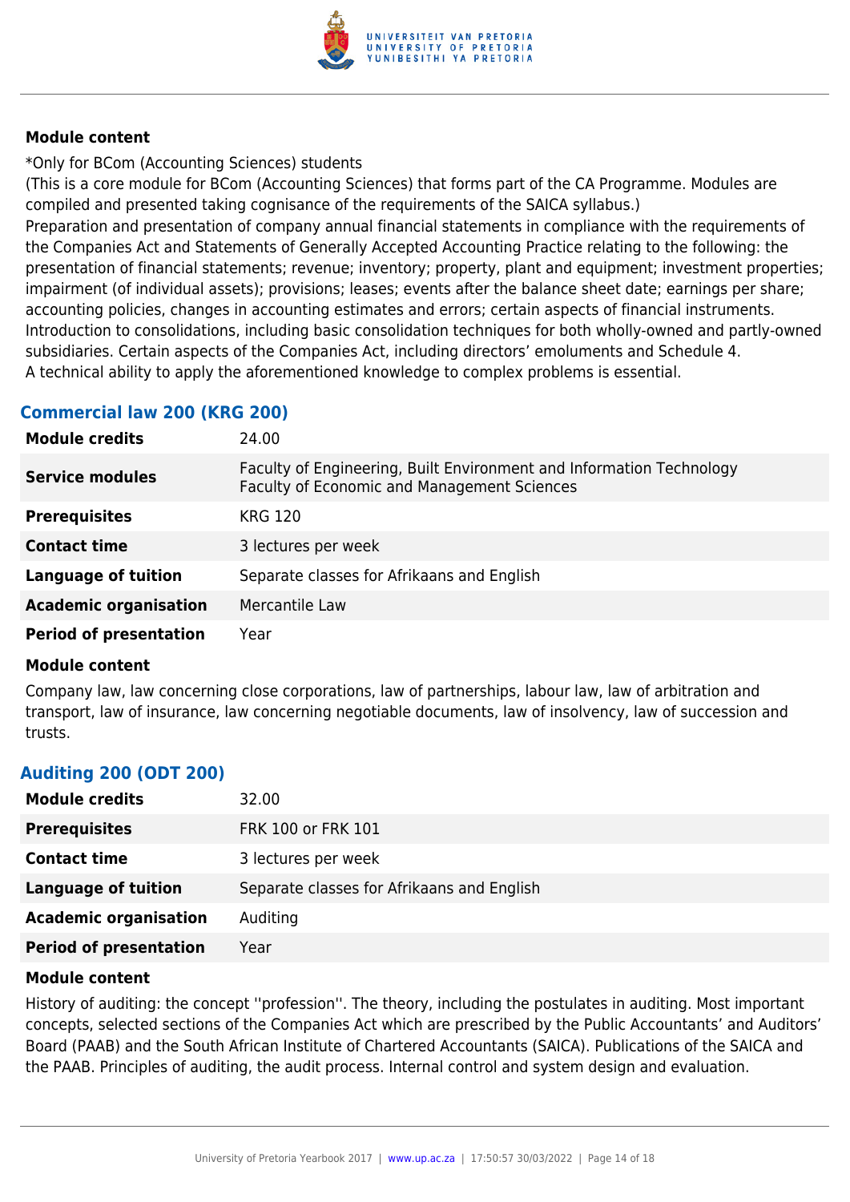**Module content**

*Only for BCom (Accounting Sciences) students
(This is a core module for BCom (Accounting Sciences) that forms part of the CA Programme. Modules are compiled and presented taking cognisance of the requirements of the SAICA syllabus.)
Preparation and presentation of company annual financial statements in compliance with the requirements of the Companies Act and Statements of Generally Accepted Accounting Practice relating to the following: the presentation of financial statements; revenue; inventory; property, plant and equipment; investment properties; impairment (of individual assets); provisions; leases; events after the balance sheet date; earnings per share; accounting policies, changes in accounting estimates and errors; certain aspects of financial instruments. Introduction to consolidations, including basic consolidation techniques for both wholly-owned and partly-owned subsidiaries. Certain aspects of the Companies Act, including directors' emoluments and Schedule 4.
A technical ability to apply the aforementioned knowledge to complex problems is essential.

## Commercial law 200 (KRG 200)

| | |
|---|---|
| **Module credits** | 24.00 |
| **Service modules** | Faculty of Engineering, Built Environment and Information Technology<br>Faculty of Economic and Management Sciences |
| **Prerequisites** | KRG 120 |
| **Contact time** | 3 lectures per week |
| **Language of tuition** | Separate classes for Afrikaans and English |
| **Academic organisation** | Mercantile Law |
| **Period of presentation** | Year |

**Module content**

Company law, law concerning close corporations, law of partnerships, labour law, law of arbitration and transport, law of insurance, law concerning negotiable documents, law of insolvency, law of succession and trusts.

## Auditing 200 (ODT 200)

| | |
|---|---|
| **Module credits** | 32.00 |
| **Prerequisites** | FRK 100 or FRK 101 |
| **Contact time** | 3 lectures per week |
| **Language of tuition** | Separate classes for Afrikaans and English |
| **Academic organisation** | Auditing |
| **Period of presentation** | Year |

**Module content**

History of auditing: the concept ''profession''. The theory, including the postulates in auditing. Most important concepts, selected sections of the Companies Act which are prescribed by the Public Accountants' and Auditors' Board (PAAB) and the South African Institute of Chartered Accountants (SAICA). Publications of the SAICA and the PAAB. Principles of auditing, the audit process. Internal control and system design and evaluation.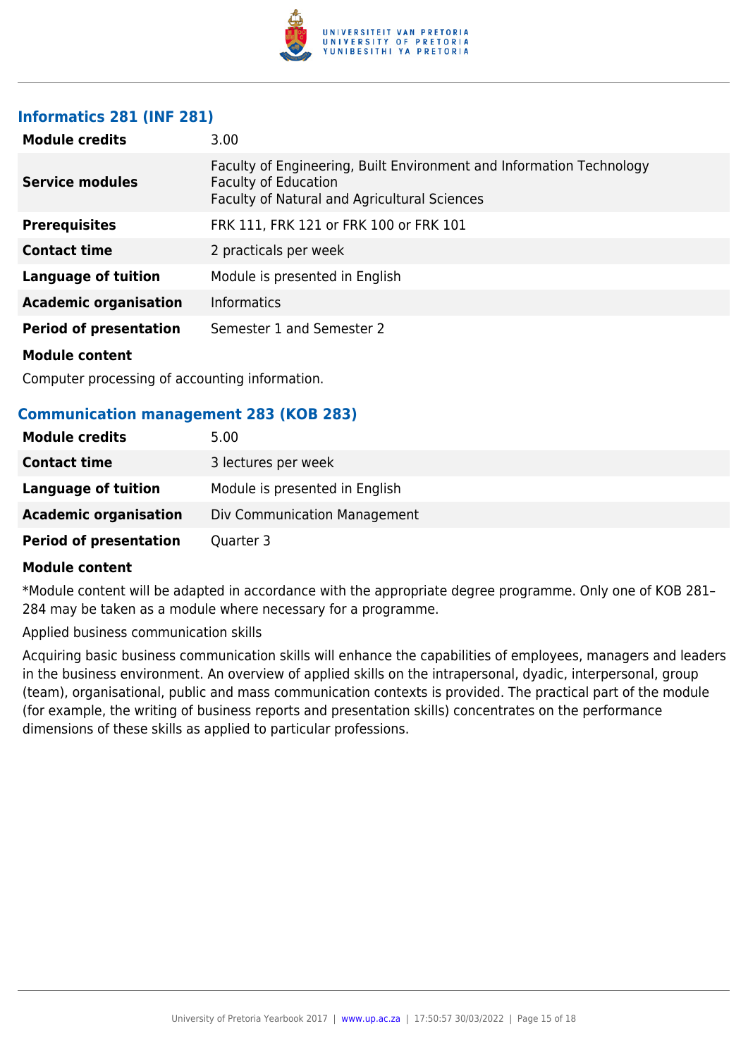### Informatics 281 (INF 281)

| | |
|---|---|
| **Module credits** | 3.00 |
| **Service modules** | Faculty of Engineering, Built Environment and Information Technology<br>Faculty of Education<br>Faculty of Natural and Agricultural Sciences |
| **Prerequisites** | FRK 111, FRK 121 or FRK 100 or FRK 101 |
| **Contact time** | 2 practicals per week |
| **Language of tuition** | Module is presented in English |
| **Academic organisation** | Informatics |
| **Period of presentation** | Semester 1 and Semester 2 |

**Module content**

Computer processing of accounting information.

### Communication management 283 (KOB 283)

| | |
|---|---|
| **Module credits** | 5.00 |
| **Contact time** | 3 lectures per week |
| **Language of tuition** | Module is presented in English |
| **Academic organisation** | Div Communication Management |
| **Period of presentation** | Quarter 3 |

**Module content**

*Module content will be adapted in accordance with the appropriate degree programme. Only one of KOB 281–284 may be taken as a module where necessary for a programme.

Applied business communication skills

Acquiring basic business communication skills will enhance the capabilities of employees, managers and leaders in the business environment. An overview of applied skills on the intrapersonal, dyadic, interpersonal, group (team), organisational, public and mass communication contexts is provided. The practical part of the module (for example, the writing of business reports and presentation skills) concentrates on the performance dimensions of these skills as applied to particular professions.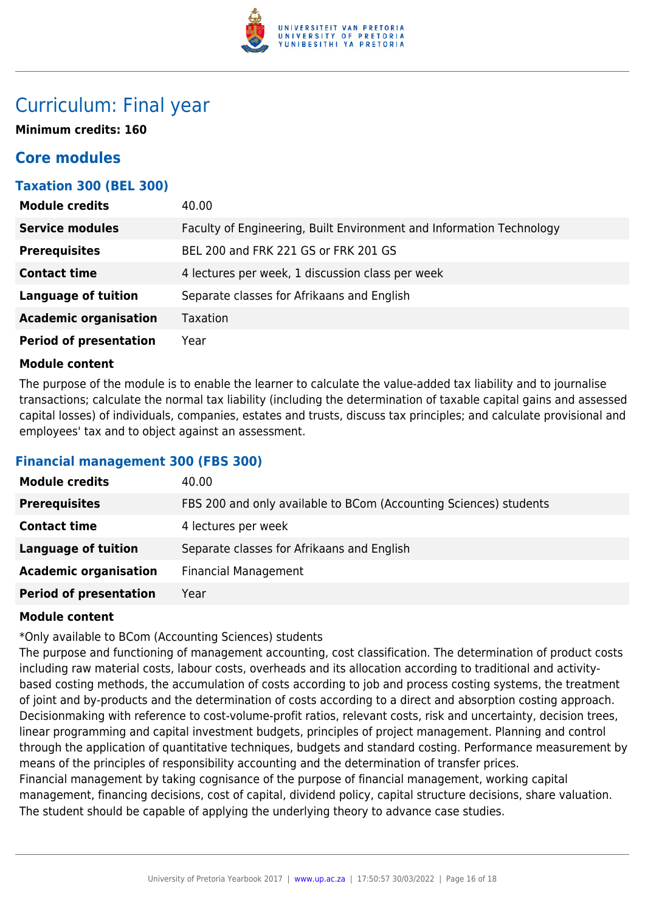# Curriculum: Final year

**Minimum credits: 160**

## Core modules

### Taxation 300 (BEL 300)

| | |
|---|---|
| **Module credits** | 40.00 |
| **Service modules** | Faculty of Engineering, Built Environment and Information Technology |
| **Prerequisites** | BEL 200 and FRK 221 GS or FRK 201 GS |
| **Contact time** | 4 lectures per week, 1 discussion class per week |
| **Language of tuition** | Separate classes for Afrikaans and English |
| **Academic organisation** | Taxation |
| **Period of presentation** | Year |

**Module content**

The purpose of the module is to enable the learner to calculate the value-added tax liability and to journalise transactions; calculate the normal tax liability (including the determination of taxable capital gains and assessed capital losses) of individuals, companies, estates and trusts, discuss tax principles; and calculate provisional and employees' tax and to object against an assessment.

### Financial management 300 (FBS 300)

| | |
|---|---|
| **Module credits** | 40.00 |
| **Prerequisites** | FBS 200 and only available to BCom (Accounting Sciences) students |
| **Contact time** | 4 lectures per week |
| **Language of tuition** | Separate classes for Afrikaans and English |
| **Academic organisation** | Financial Management |
| **Period of presentation** | Year |

**Module content**

*Only available to BCom (Accounting Sciences) students

The purpose and functioning of management accounting, cost classification. The determination of product costs including raw material costs, labour costs, overheads and its allocation according to traditional and activity-based costing methods, the accumulation of costs according to job and process costing systems, the treatment of joint and by-products and the determination of costs according to a direct and absorption costing approach. Decisionmaking with reference to cost-volume-profit ratios, relevant costs, risk and uncertainty, decision trees, linear programming and capital investment budgets, principles of project management. Planning and control through the application of quantitative techniques, budgets and standard costing. Performance measurement by means of the principles of responsibility accounting and the determination of transfer prices.

Financial management by taking cognisance of the purpose of financial management, working capital management, financing decisions, cost of capital, dividend policy, capital structure decisions, share valuation. The student should be capable of applying the underlying theory to advance case studies.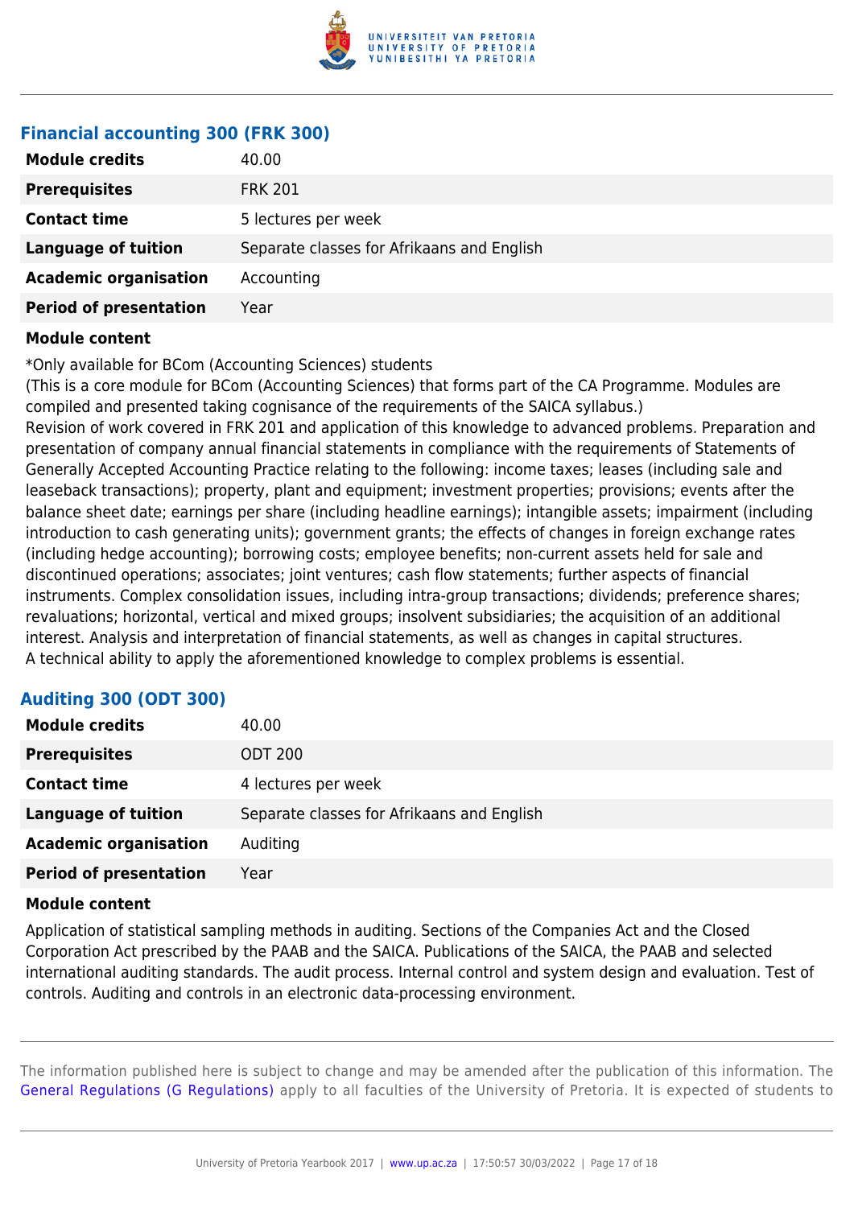### Financial accounting 300 (FRK 300)

| | |
|---|---|
| **Module credits** | 40.00 |
| **Prerequisites** | FRK 201 |
| **Contact time** | 5 lectures per week |
| **Language of tuition** | Separate classes for Afrikaans and English |
| **Academic organisation** | Accounting |
| **Period of presentation** | Year |

**Module content**

*Only available for BCom (Accounting Sciences) students
(This is a core module for BCom (Accounting Sciences) that forms part of the CA Programme. Modules are compiled and presented taking cognisance of the requirements of the SAICA syllabus.)
Revision of work covered in FRK 201 and application of this knowledge to advanced problems. Preparation and presentation of company annual financial statements in compliance with the requirements of Statements of Generally Accepted Accounting Practice relating to the following: income taxes; leases (including sale and leaseback transactions); property, plant and equipment; investment properties; provisions; events after the balance sheet date; earnings per share (including headline earnings); intangible assets; impairment (including introduction to cash generating units); government grants; the effects of changes in foreign exchange rates (including hedge accounting); borrowing costs; employee benefits; non-current assets held for sale and discontinued operations; associates; joint ventures; cash flow statements; further aspects of financial instruments. Complex consolidation issues, including intra-group transactions; dividends; preference shares; revaluations; horizontal, vertical and mixed groups; insolvent subsidiaries; the acquisition of an additional interest. Analysis and interpretation of financial statements, as well as changes in capital structures.
A technical ability to apply the aforementioned knowledge to complex problems is essential.

### Auditing 300 (ODT 300)

| | |
|---|---|
| **Module credits** | 40.00 |
| **Prerequisites** | ODT 200 |
| **Contact time** | 4 lectures per week |
| **Language of tuition** | Separate classes for Afrikaans and English |
| **Academic organisation** | Auditing |
| **Period of presentation** | Year |

**Module content**

Application of statistical sampling methods in auditing. Sections of the Companies Act and the Closed Corporation Act prescribed by the PAAB and the SAICA. Publications of the SAICA, the PAAB and selected international auditing standards. The audit process. Internal control and system design and evaluation. Test of controls. Auditing and controls in an electronic data-processing environment.

The information published here is subject to change and may be amended after the publication of this information. The General Regulations (G Regulations) apply to all faculties of the University of Pretoria. It is expected of students to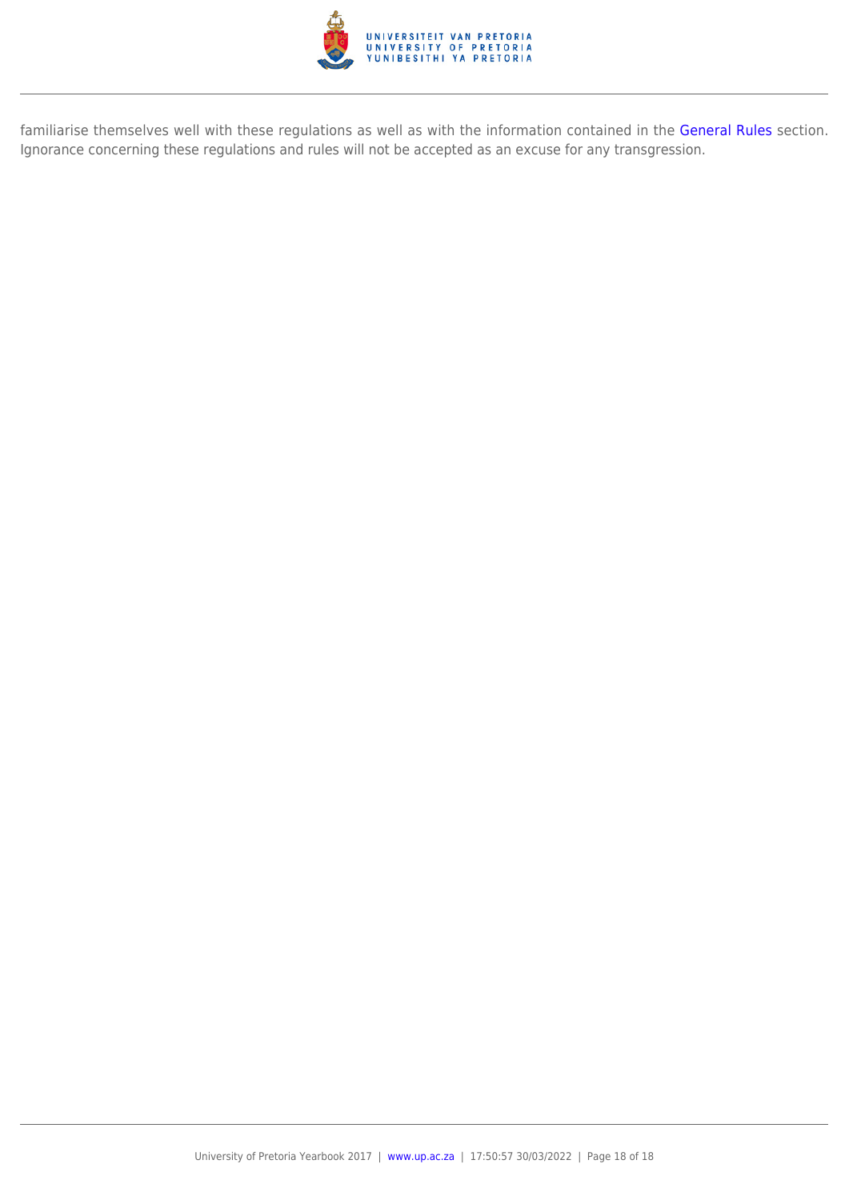familiarise themselves well with these regulations as well as with the information contained in the General Rules section. Ignorance concerning these regulations and rules will not be accepted as an excuse for any transgression.